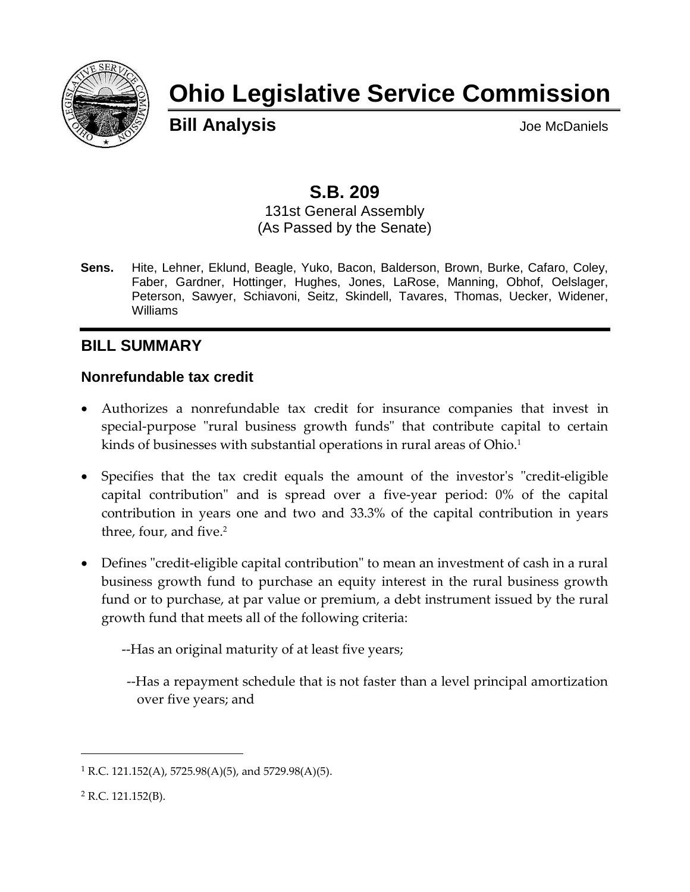# Ohio Legislative Service Commission

**Bill Analysis** Joe McDaniels

## S.B. 209

131st General Assembly
(As Passed by the Senate)

**Sens.** Hite, Lehner, Eklund, Beagle, Yuko, Bacon, Balderson, Brown, Burke, Cafaro, Coley, Faber, Gardner, Hottinger, Hughes, Jones, LaRose, Manning, Obhof, Oelslager, Peterson, Sawyer, Schiavoni, Seitz, Skindell, Tavares, Thomas, Uecker, Widener, Williams

## BILL SUMMARY

### Nonrefundable tax credit

- Authorizes a nonrefundable tax credit for insurance companies that invest in special-purpose "rural business growth funds" that contribute capital to certain kinds of businesses with substantial operations in rural areas of Ohio.[1]
- Specifies that the tax credit equals the amount of the investor's "credit-eligible capital contribution" and is spread over a five-year period: 0% of the capital contribution in years one and two and 33.3% of the capital contribution in years three, four, and five.[2]
- Defines "credit-eligible capital contribution" to mean an investment of cash in a rural business growth fund to purchase an equity interest in the rural business growth fund or to purchase, at par value or premium, a debt instrument issued by the rural growth fund that meets all of the following criteria:

  --Has an original maturity of at least five years;

  --Has a repayment schedule that is not faster than a level principal amortization over five years; and

[1] R.C. 121.152(A), 5725.98(A)(5), and 5729.98(A)(5).

[2] R.C. 121.152(B).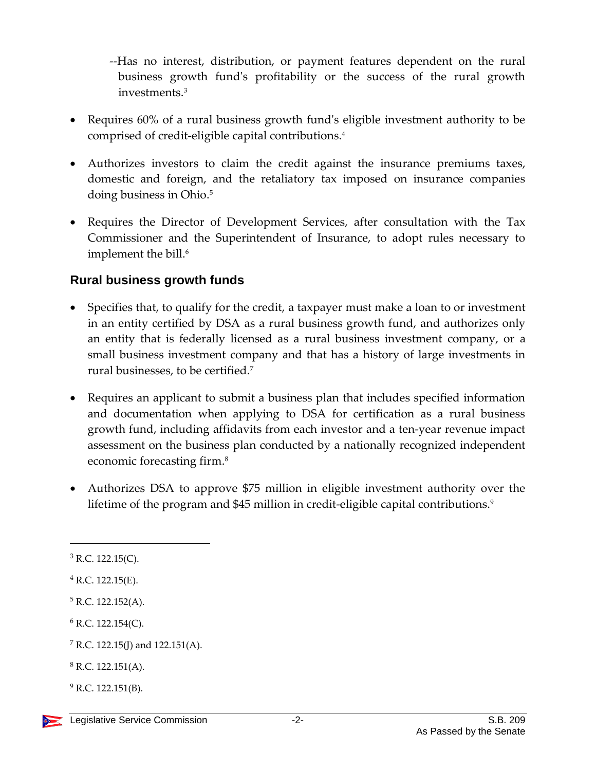--Has no interest, distribution, or payment features dependent on the rural business growth fund's profitability or the success of the rural growth investments.[3]

- Requires 60% of a rural business growth fund's eligible investment authority to be comprised of credit-eligible capital contributions.[4]
- Authorizes investors to claim the credit against the insurance premiums taxes, domestic and foreign, and the retaliatory tax imposed on insurance companies doing business in Ohio.[5]
- Requires the Director of Development Services, after consultation with the Tax Commissioner and the Superintendent of Insurance, to adopt rules necessary to implement the bill.[6]

## Rural business growth funds

- Specifies that, to qualify for the credit, a taxpayer must make a loan to or investment in an entity certified by DSA as a rural business growth fund, and authorizes only an entity that is federally licensed as a rural business investment company, or a small business investment company and that has a history of large investments in rural businesses, to be certified.[7]
- Requires an applicant to submit a business plan that includes specified information and documentation when applying to DSA for certification as a rural business growth fund, including affidavits from each investor and a ten-year revenue impact assessment on the business plan conducted by a nationally recognized independent economic forecasting firm.[8]
- Authorizes DSA to approve $75 million in eligible investment authority over the lifetime of the program and $45 million in credit-eligible capital contributions.[9]

---

[3] R.C. 122.15(C).

[4] R.C. 122.15(E).

[5] R.C. 122.152(A).

[6] R.C. 122.154(C).

[7] R.C. 122.15(J) and 122.151(A).

[8] R.C. 122.151(A).

[9] R.C. 122.151(B).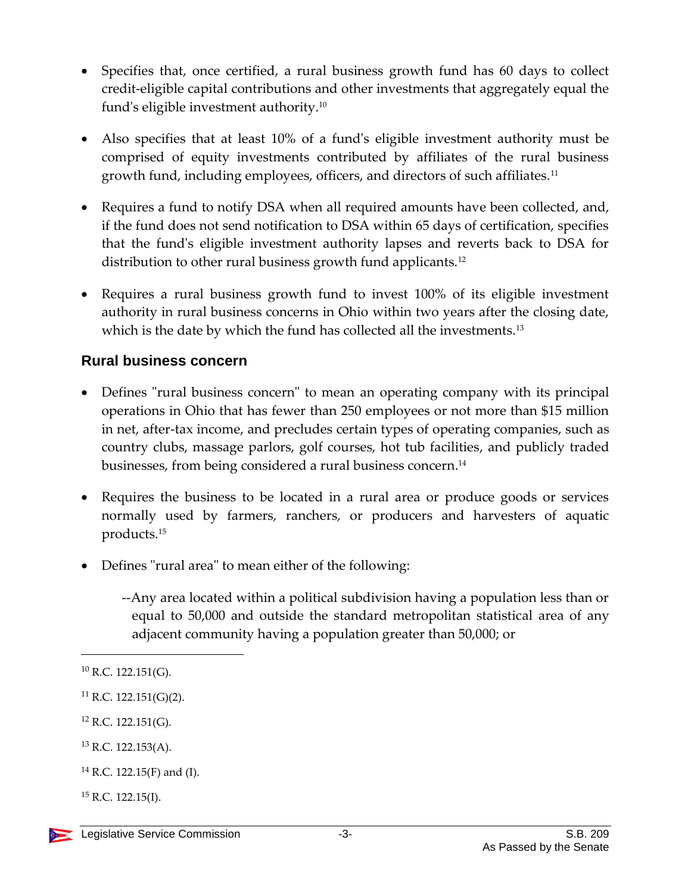- Specifies that, once certified, a rural business growth fund has 60 days to collect credit-eligible capital contributions and other investments that aggregately equal the fund's eligible investment authority.[10]

- Also specifies that at least 10% of a fund's eligible investment authority must be comprised of equity investments contributed by affiliates of the rural business growth fund, including employees, officers, and directors of such affiliates.[11]

- Requires a fund to notify DSA when all required amounts have been collected, and, if the fund does not send notification to DSA within 65 days of certification, specifies that the fund's eligible investment authority lapses and reverts back to DSA for distribution to other rural business growth fund applicants.[12]

- Requires a rural business growth fund to invest 100% of its eligible investment authority in rural business concerns in Ohio within two years after the closing date, which is the date by which the fund has collected all the investments.[13]

### Rural business concern

- Defines "rural business concern" to mean an operating company with its principal operations in Ohio that has fewer than 250 employees or not more than $15 million in net, after-tax income, and precludes certain types of operating companies, such as country clubs, massage parlors, golf courses, hot tub facilities, and publicly traded businesses, from being considered a rural business concern.[14]

- Requires the business to be located in a rural area or produce goods or services normally used by farmers, ranchers, or producers and harvesters of aquatic products.[15]

- Defines "rural area" to mean either of the following:

  --Any area located within a political subdivision having a population less than or equal to 50,000 and outside the standard metropolitan statistical area of any adjacent community having a population greater than 50,000; or

---

[10] R.C. 122.151(G).

[11] R.C. 122.151(G)(2).

[12] R.C. 122.151(G).

[13] R.C. 122.153(A).

[14] R.C. 122.15(F) and (I).

[15] R.C. 122.15(I).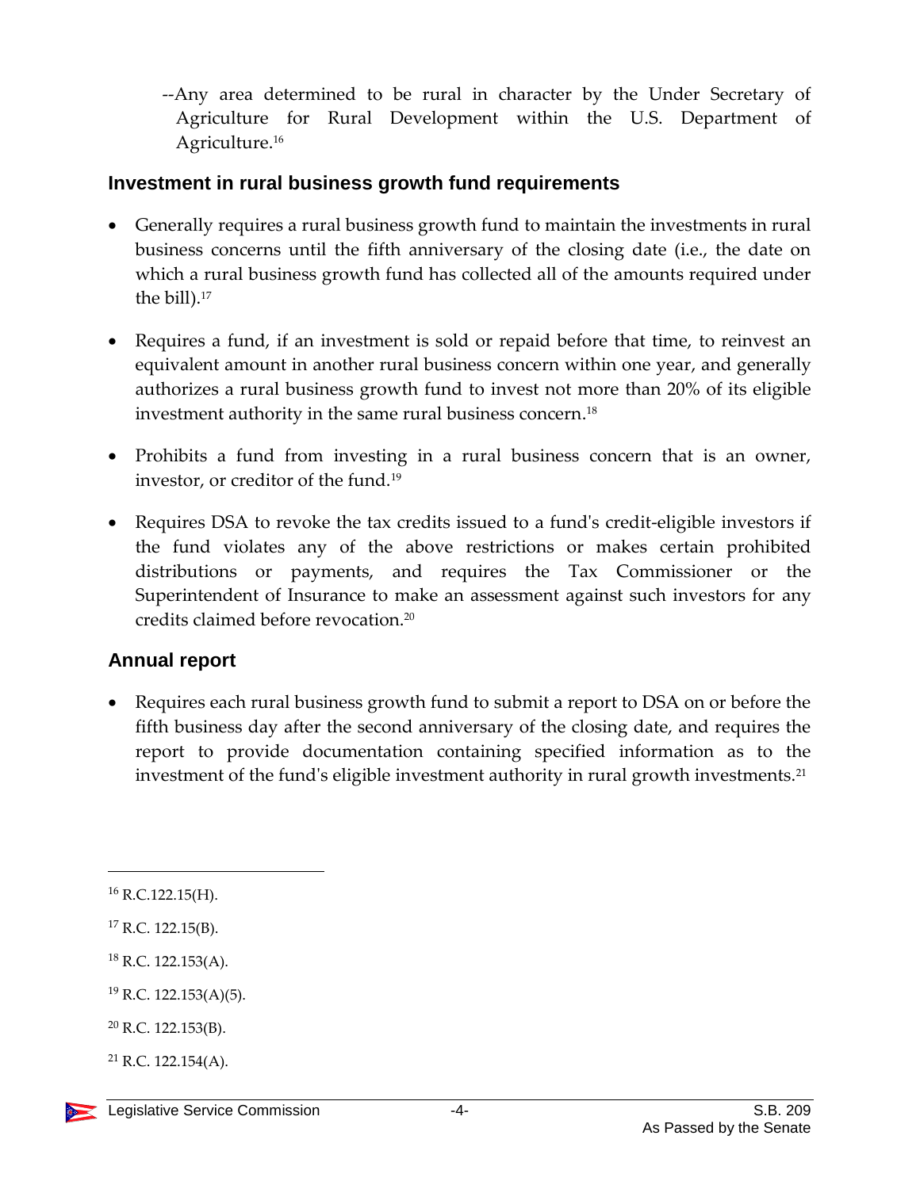--Any area determined to be rural in character by the Under Secretary of Agriculture for Rural Development within the U.S. Department of Agriculture.[16]

### Investment in rural business growth fund requirements

- Generally requires a rural business growth fund to maintain the investments in rural business concerns until the fifth anniversary of the closing date (i.e., the date on which a rural business growth fund has collected all of the amounts required under the bill).[17]
- Requires a fund, if an investment is sold or repaid before that time, to reinvest an equivalent amount in another rural business concern within one year, and generally authorizes a rural business growth fund to invest not more than 20% of its eligible investment authority in the same rural business concern.[18]
- Prohibits a fund from investing in a rural business concern that is an owner, investor, or creditor of the fund.[19]
- Requires DSA to revoke the tax credits issued to a fund's credit-eligible investors if the fund violates any of the above restrictions or makes certain prohibited distributions or payments, and requires the Tax Commissioner or the Superintendent of Insurance to make an assessment against such investors for any credits claimed before revocation.[20]

### Annual report

- Requires each rural business growth fund to submit a report to DSA on or before the fifth business day after the second anniversary of the closing date, and requires the report to provide documentation containing specified information as to the investment of the fund's eligible investment authority in rural growth investments.[21]

---

[16] R.C.122.15(H).

[17] R.C. 122.15(B).

[18] R.C. 122.153(A).

[19] R.C. 122.153(A)(5).

[20] R.C. 122.153(B).

[21] R.C. 122.154(A).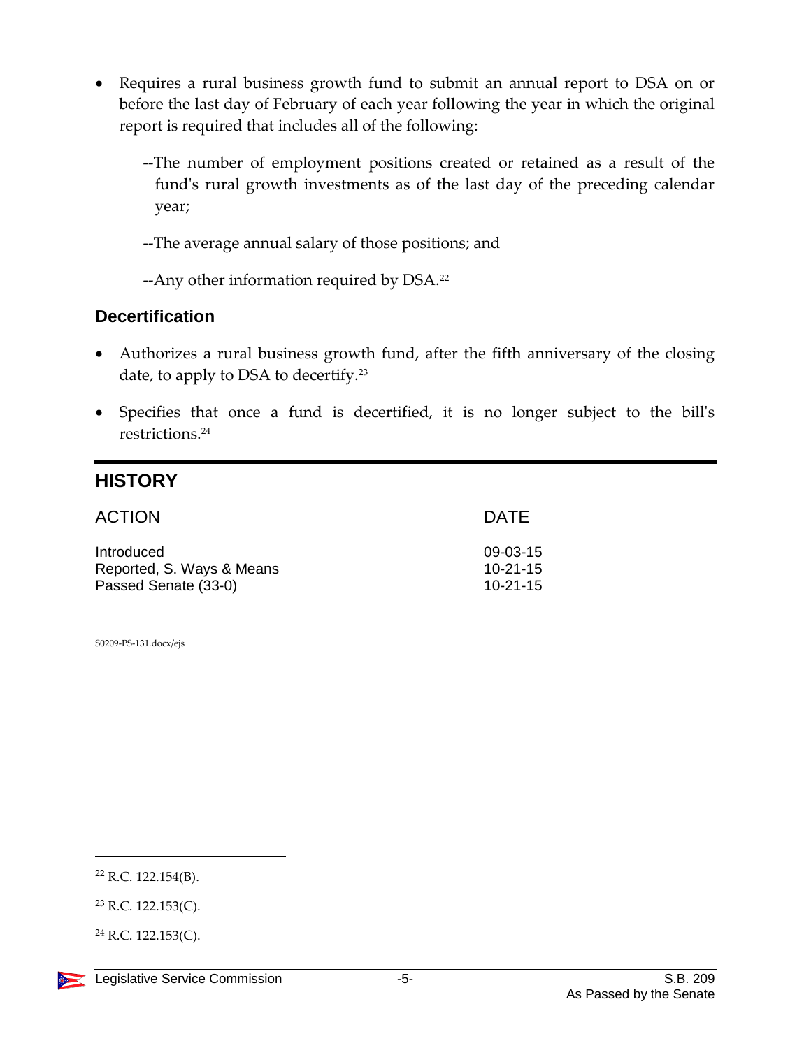- Requires a rural business growth fund to submit an annual report to DSA on or before the last day of February of each year following the year in which the original report is required that includes all of the following:

  --The number of employment positions created or retained as a result of the fund's rural growth investments as of the last day of the preceding calendar year;

  --The average annual salary of those positions; and

  --Any other information required by DSA.[22]

### Decertification

- Authorizes a rural business growth fund, after the fifth anniversary of the closing date, to apply to DSA to decertify.[23]
- Specifies that once a fund is decertified, it is no longer subject to the bill's restrictions.[24]

## HISTORY

| ACTION | DATE |
|---|---|
| Introduced | 09-03-15 |
| Reported, S. Ways & Means | 10-21-15 |
| Passed Senate (33-0) | 10-21-15 |

S0209-PS-131.docx/ejs

[22] R.C. 122.154(B).

[23] R.C. 122.153(C).

[24] R.C. 122.153(C).